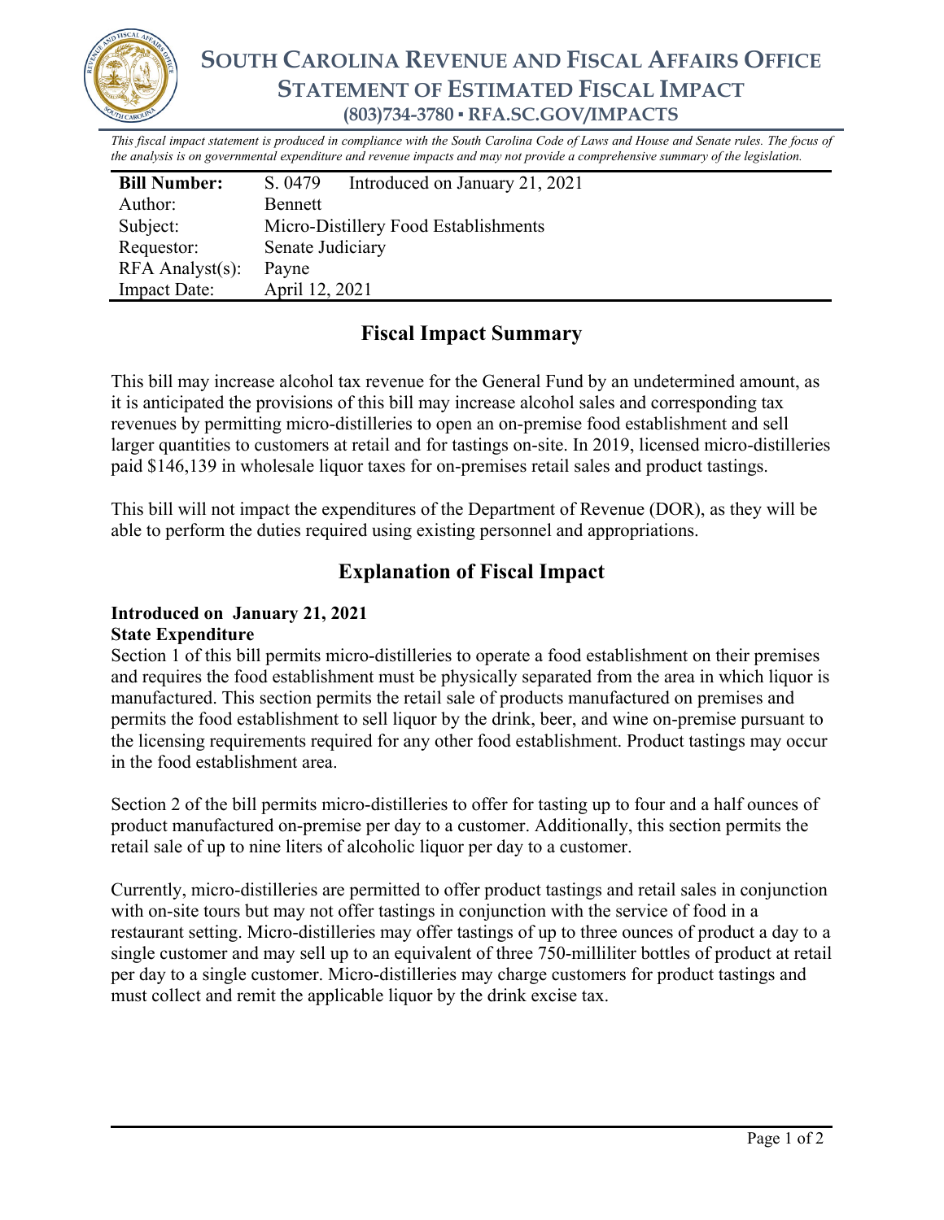# SOUTH CAROLINA REVENUE AND FISCAL AFFAIRS OFFICE
## STATEMENT OF ESTIMATED FISCAL IMPACT
### (803)734-3780 ▪ RFA.SC.GOV/IMPACTS

*This fiscal impact statement is produced in compliance with the South Carolina Code of Laws and House and Senate rules. The focus of the analysis is on governmental expenditure and revenue impacts and may not provide a comprehensive summary of the legislation.*

| **Bill Number:** | S. 0479 Introduced on January 21, 2021 |
|---|---|
| Author: | Bennett |
| Subject: | Micro-Distillery Food Establishments |
| Requestor: | Senate Judiciary |
| RFA Analyst(s): | Payne |
| Impact Date: | April 12, 2021 |

## Fiscal Impact Summary

This bill may increase alcohol tax revenue for the General Fund by an undetermined amount, as it is anticipated the provisions of this bill may increase alcohol sales and corresponding tax revenues by permitting micro-distilleries to open an on-premise food establishment and sell larger quantities to customers at retail and for tastings on-site. In 2019, licensed micro-distilleries paid $146,139 in wholesale liquor taxes for on-premises retail sales and product tastings.

This bill will not impact the expenditures of the Department of Revenue (DOR), as they will be able to perform the duties required using existing personnel and appropriations.

## Explanation of Fiscal Impact

**Introduced on January 21, 2021**
**State Expenditure**

Section 1 of this bill permits micro-distilleries to operate a food establishment on their premises and requires the food establishment must be physically separated from the area in which liquor is manufactured. This section permits the retail sale of products manufactured on premises and permits the food establishment to sell liquor by the drink, beer, and wine on-premise pursuant to the licensing requirements required for any other food establishment. Product tastings may occur in the food establishment area.

Section 2 of the bill permits micro-distilleries to offer for tasting up to four and a half ounces of product manufactured on-premise per day to a customer. Additionally, this section permits the retail sale of up to nine liters of alcoholic liquor per day to a customer.

Currently, micro-distilleries are permitted to offer product tastings and retail sales in conjunction with on-site tours but may not offer tastings in conjunction with the service of food in a restaurant setting. Micro-distilleries may offer tastings of up to three ounces of product a day to a single customer and may sell up to an equivalent of three 750-milliliter bottles of product at retail per day to a single customer. Micro-distilleries may charge customers for product tastings and must collect and remit the applicable liquor by the drink excise tax.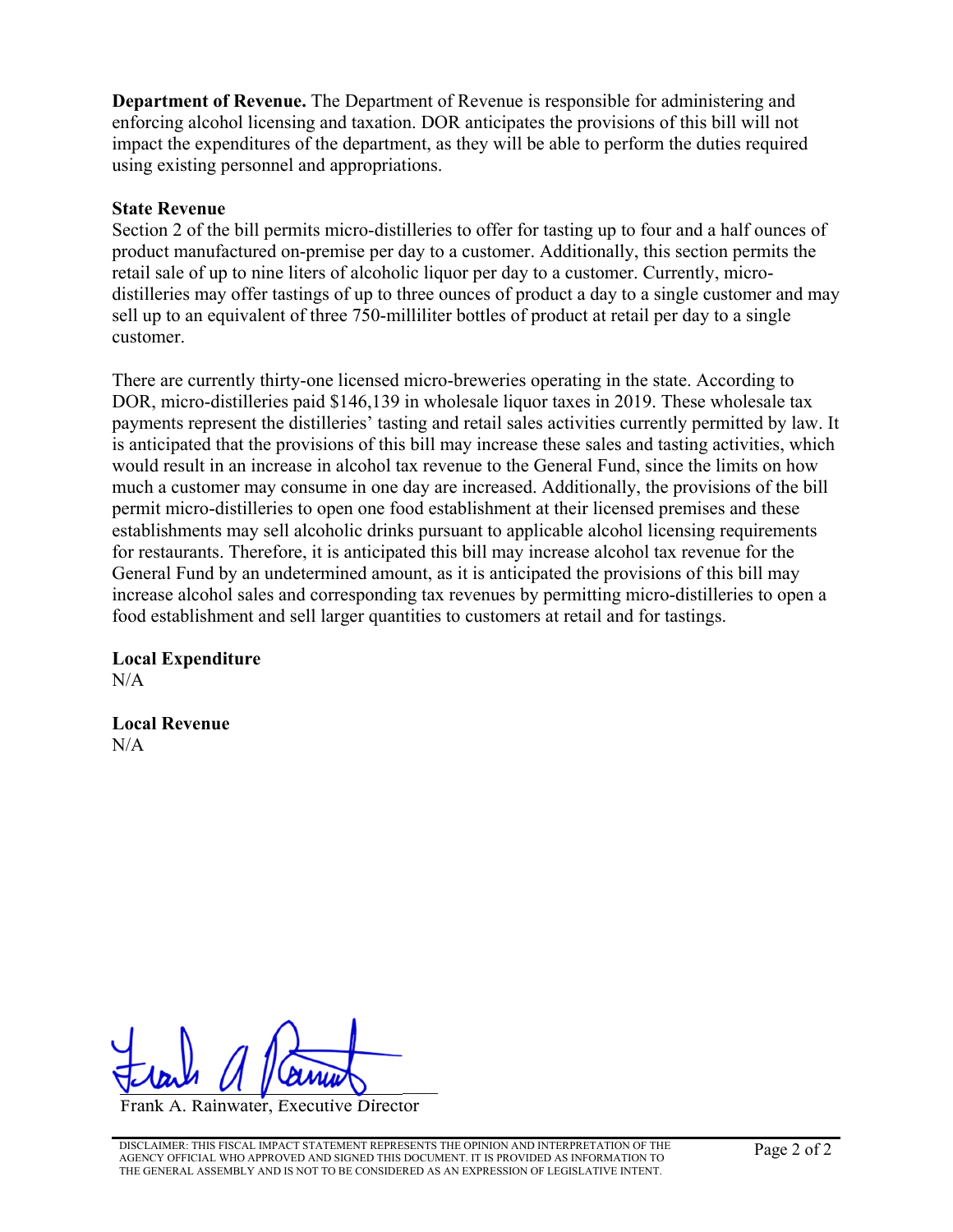**Department of Revenue.** The Department of Revenue is responsible for administering and enforcing alcohol licensing and taxation. DOR anticipates the provisions of this bill will not impact the expenditures of the department, as they will be able to perform the duties required using existing personnel and appropriations.

**State Revenue**

Section 2 of the bill permits micro-distilleries to offer for tasting up to four and a half ounces of product manufactured on-premise per day to a customer. Additionally, this section permits the retail sale of up to nine liters of alcoholic liquor per day to a customer. Currently, micro-distilleries may offer tastings of up to three ounces of product a day to a single customer and may sell up to an equivalent of three 750-milliliter bottles of product at retail per day to a single customer.

There are currently thirty-one licensed micro-breweries operating in the state. According to DOR, micro-distilleries paid $146,139 in wholesale liquor taxes in 2019. These wholesale tax payments represent the distilleries' tasting and retail sales activities currently permitted by law. It is anticipated that the provisions of this bill may increase these sales and tasting activities, which would result in an increase in alcohol tax revenue to the General Fund, since the limits on how much a customer may consume in one day are increased. Additionally, the provisions of the bill permit micro-distilleries to open one food establishment at their licensed premises and these establishments may sell alcoholic drinks pursuant to applicable alcohol licensing requirements for restaurants. Therefore, it is anticipated this bill may increase alcohol tax revenue for the General Fund by an undetermined amount, as it is anticipated the provisions of this bill may increase alcohol sales and corresponding tax revenues by permitting micro-distilleries to open a food establishment and sell larger quantities to customers at retail and for tastings.

**Local Expenditure**

N/A

**Local Revenue**

N/A

Frank A. Rainwater, Executive Director

DISCLAIMER: THIS FISCAL IMPACT STATEMENT REPRESENTS THE OPINION AND INTERPRETATION OF THE AGENCY OFFICIAL WHO APPROVED AND SIGNED THIS DOCUMENT. IT IS PROVIDED AS INFORMATION TO THE GENERAL ASSEMBLY AND IS NOT TO BE CONSIDERED AS AN EXPRESSION OF LEGISLATIVE INTENT.